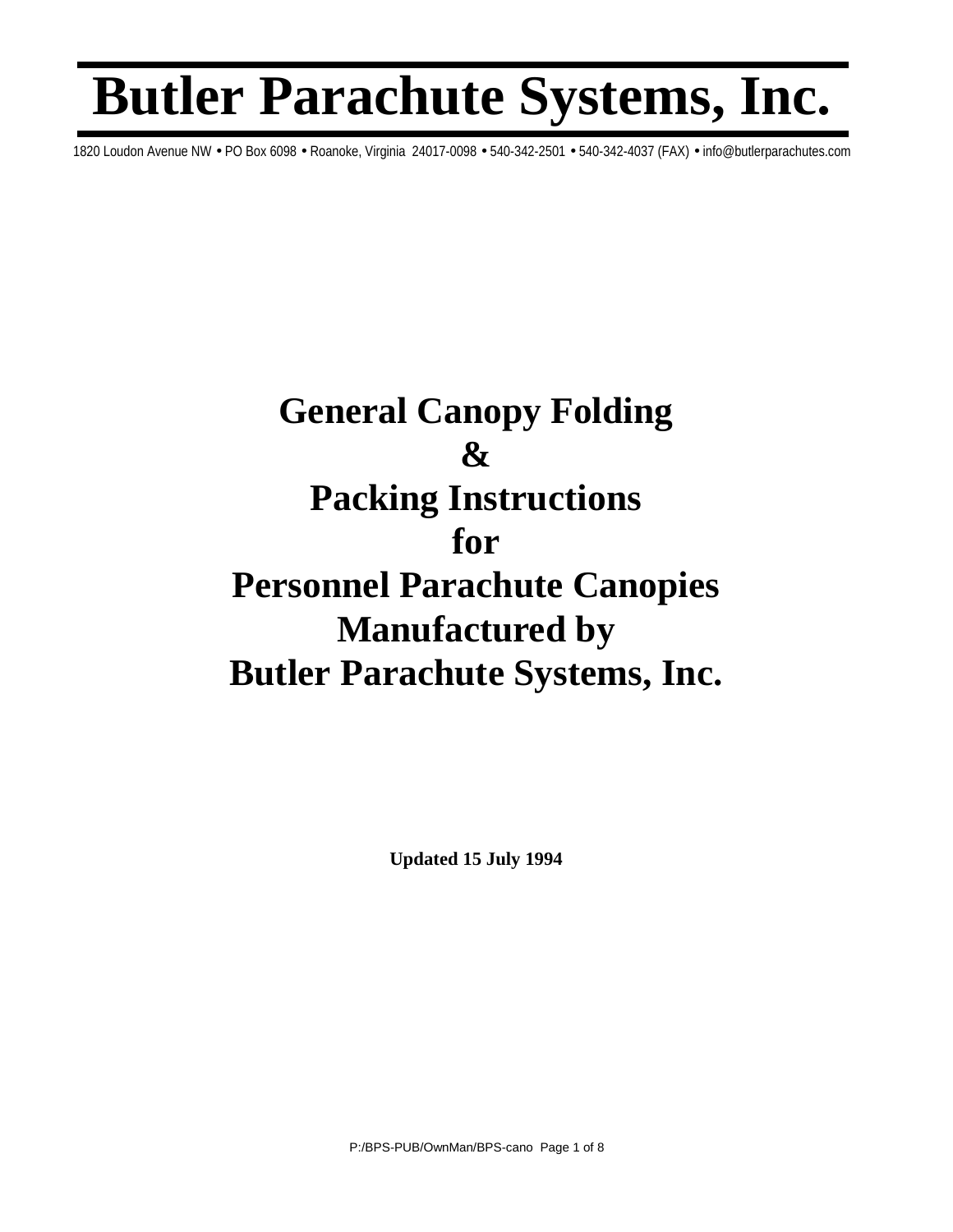# Butler Parachute Systems, Inc.

1820 Loudon Avenue NW • PO Box 6098 • Roanoke, Virginia 24017-0098 • 540-342-2501 • 540-342-4037 (FAX) • info@butlerparachutes.com

## General Canopy Folding & Packing Instructions for Personnel Parachute Canopies Manufactured by Butler Parachute Systems, Inc.

**Updated 15 July 1994**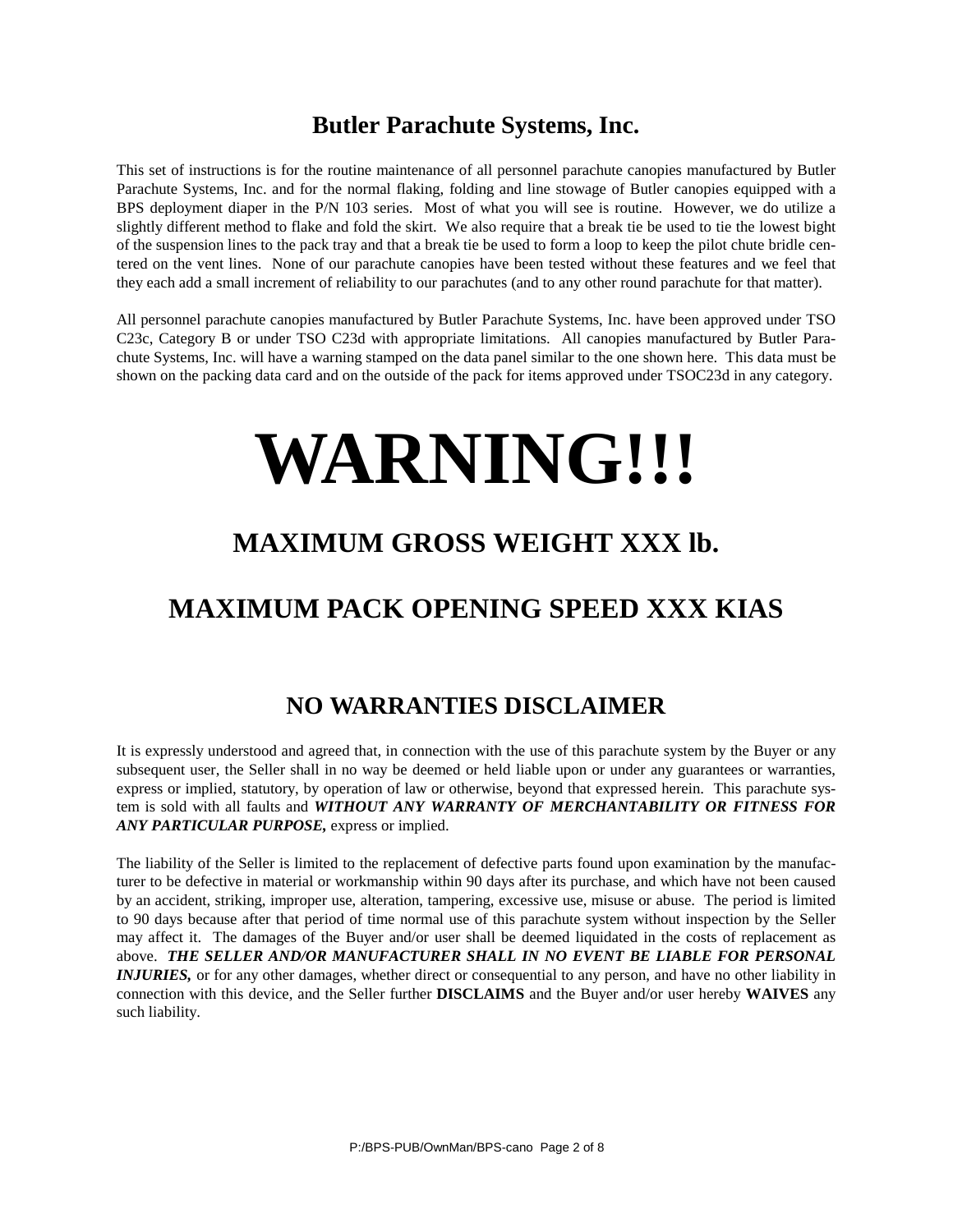# Butler Parachute Systems, Inc.

This set of instructions is for the routine maintenance of all personnel parachute canopies manufactured by Butler Parachute Systems, Inc. and for the normal flaking, folding and line stowage of Butler canopies equipped with a BPS deployment diaper in the P/N 103 series. Most of what you will see is routine. However, we do utilize a slightly different method to flake and fold the skirt. We also require that a break tie be used to tie the lowest bight of the suspension lines to the pack tray and that a break tie be used to form a loop to keep the pilot chute bridle centered on the vent lines. None of our parachute canopies have been tested without these features and we feel that they each add a small increment of reliability to our parachutes (and to any other round parachute for that matter).

All personnel parachute canopies manufactured by Butler Parachute Systems, Inc. have been approved under TSO C23c, Category B or under TSO C23d with appropriate limitations. All canopies manufactured by Butler Parachute Systems, Inc. will have a warning stamped on the data panel similar to the one shown here. This data must be shown on the packing data card and on the outside of the pack for items approved under TSOC23d in any category.

# WARNING!!!

## MAXIMUM GROSS WEIGHT XXX lb.

## MAXIMUM PACK OPENING SPEED XXX KIAS

## NO WARRANTIES DISCLAIMER

It is expressly understood and agreed that, in connection with the use of this parachute system by the Buyer or any subsequent user, the Seller shall in no way be deemed or held liable upon or under any guarantees or warranties, express or implied, statutory, by operation of law or otherwise, beyond that expressed herein. This parachute system is sold with all faults and ***WITHOUT ANY WARRANTY OF MERCHANTABILITY OR FITNESS FOR ANY PARTICULAR PURPOSE,*** express or implied.

The liability of the Seller is limited to the replacement of defective parts found upon examination by the manufacturer to be defective in material or workmanship within 90 days after its purchase, and which have not been caused by an accident, striking, improper use, alteration, tampering, excessive use, misuse or abuse. The period is limited to 90 days because after that period of time normal use of this parachute system without inspection by the Seller may affect it. The damages of the Buyer and/or user shall be deemed liquidated in the costs of replacement as above. ***THE SELLER AND/OR MANUFACTURER SHALL IN NO EVENT BE LIABLE FOR PERSONAL INJURIES,*** or for any other damages, whether direct or consequential to any person, and have no other liability in connection with this device, and the Seller further **DISCLAIMS** and the Buyer and/or user hereby **WAIVES** any such liability.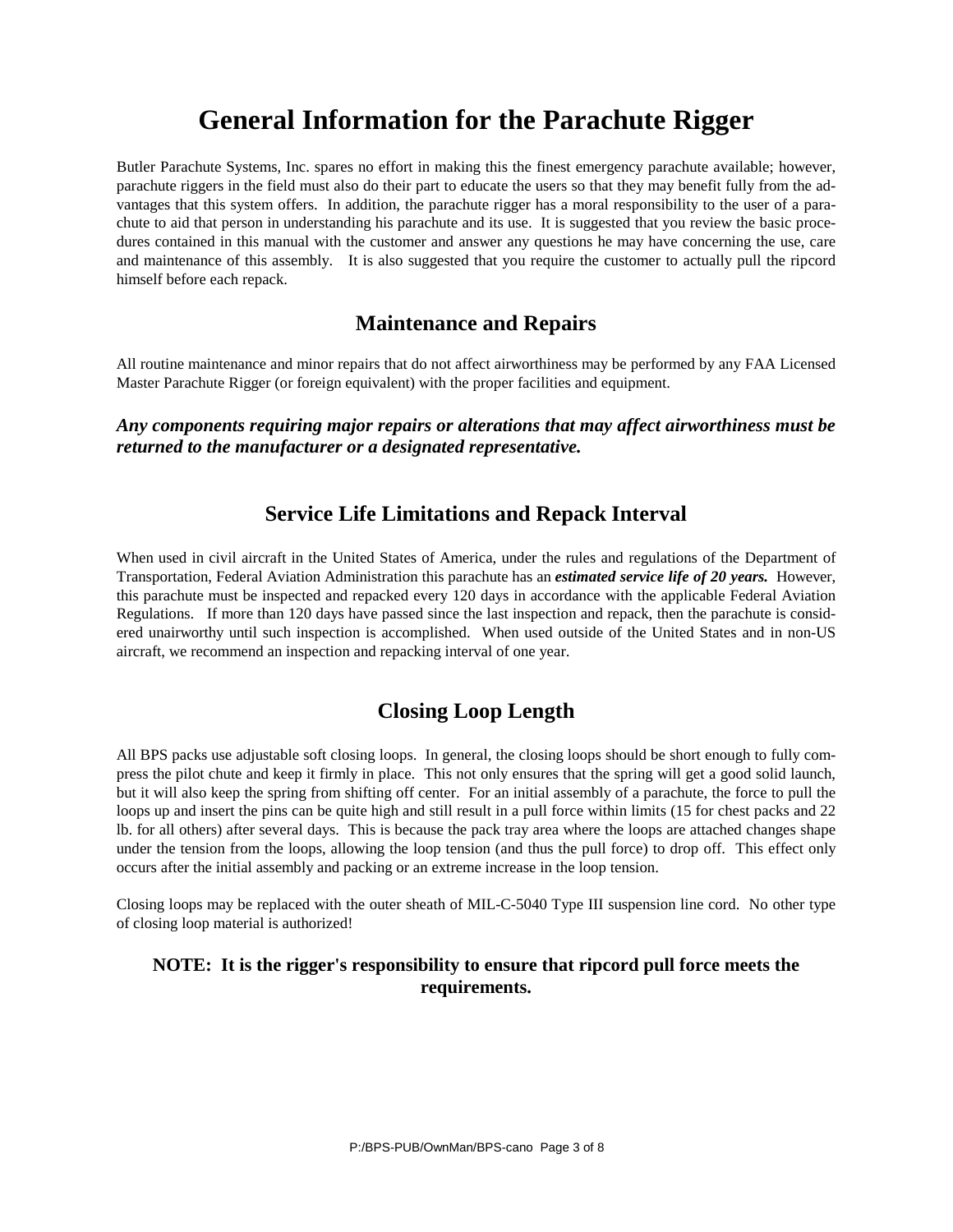# General Information for the Parachute Rigger

Butler Parachute Systems, Inc. spares no effort in making this the finest emergency parachute available; however, parachute riggers in the field must also do their part to educate the users so that they may benefit fully from the advantages that this system offers. In addition, the parachute rigger has a moral responsibility to the user of a parachute to aid that person in understanding his parachute and its use. It is suggested that you review the basic procedures contained in this manual with the customer and answer any questions he may have concerning the use, care and maintenance of this assembly. It is also suggested that you require the customer to actually pull the ripcord himself before each repack.

## Maintenance and Repairs

All routine maintenance and minor repairs that do not affect airworthiness may be performed by any FAA Licensed Master Parachute Rigger (or foreign equivalent) with the proper facilities and equipment.

***Any components requiring major repairs or alterations that may affect airworthiness must be returned to the manufacturer or a designated representative.***

## Service Life Limitations and Repack Interval

When used in civil aircraft in the United States of America, under the rules and regulations of the Department of Transportation, Federal Aviation Administration this parachute has an ***estimated service life of 20 years.*** However, this parachute must be inspected and repacked every 120 days in accordance with the applicable Federal Aviation Regulations. If more than 120 days have passed since the last inspection and repack, then the parachute is considered unairworthy until such inspection is accomplished. When used outside of the United States and in non-US aircraft, we recommend an inspection and repacking interval of one year.

## Closing Loop Length

All BPS packs use adjustable soft closing loops. In general, the closing loops should be short enough to fully compress the pilot chute and keep it firmly in place. This not only ensures that the spring will get a good solid launch, but it will also keep the spring from shifting off center. For an initial assembly of a parachute, the force to pull the loops up and insert the pins can be quite high and still result in a pull force within limits (15 for chest packs and 22 lb. for all others) after several days. This is because the pack tray area where the loops are attached changes shape under the tension from the loops, allowing the loop tension (and thus the pull force) to drop off. This effect only occurs after the initial assembly and packing or an extreme increase in the loop tension.

Closing loops may be replaced with the outer sheath of MIL-C-5040 Type III suspension line cord. No other type of closing loop material is authorized!

**NOTE: It is the rigger's responsibility to ensure that ripcord pull force meets the requirements.**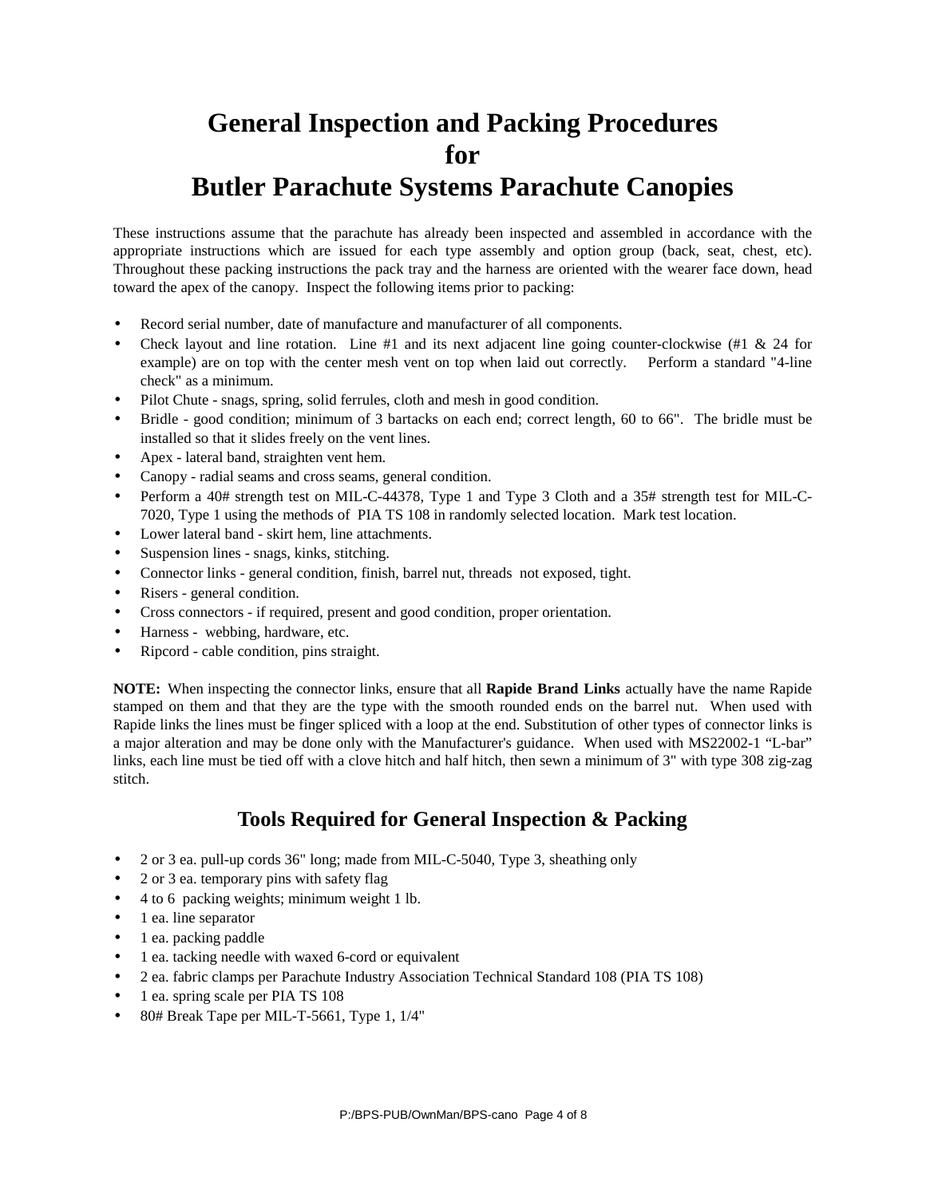# General Inspection and Packing Procedures for Butler Parachute Systems Parachute Canopies

These instructions assume that the parachute has already been inspected and assembled in accordance with the appropriate instructions which are issued for each type assembly and option group (back, seat, chest, etc). Throughout these packing instructions the pack tray and the harness are oriented with the wearer face down, head toward the apex of the canopy. Inspect the following items prior to packing:

- Record serial number, date of manufacture and manufacturer of all components.
- Check layout and line rotation. Line #1 and its next adjacent line going counter-clockwise (#1 & 24 for example) are on top with the center mesh vent on top when laid out correctly. Perform a standard "4-line check" as a minimum.
- Pilot Chute - snags, spring, solid ferrules, cloth and mesh in good condition.
- Bridle - good condition; minimum of 3 bartacks on each end; correct length, 60 to 66". The bridle must be installed so that it slides freely on the vent lines.
- Apex - lateral band, straighten vent hem.
- Canopy - radial seams and cross seams, general condition.
- Perform a 40# strength test on MIL-C-44378, Type 1 and Type 3 Cloth and a 35# strength test for MIL-C-7020, Type 1 using the methods of PIA TS 108 in randomly selected location. Mark test location.
- Lower lateral band - skirt hem, line attachments.
- Suspension lines - snags, kinks, stitching.
- Connector links - general condition, finish, barrel nut, threads not exposed, tight.
- Risers - general condition.
- Cross connectors - if required, present and good condition, proper orientation.
- Harness - webbing, hardware, etc.
- Ripcord - cable condition, pins straight.

**NOTE:** When inspecting the connector links, ensure that all **Rapide Brand Links** actually have the name Rapide stamped on them and that they are the type with the smooth rounded ends on the barrel nut. When used with Rapide links the lines must be finger spliced with a loop at the end. Substitution of other types of connector links is a major alteration and may be done only with the Manufacturer's guidance. When used with MS22002-1 "L-bar" links, each line must be tied off with a clove hitch and half hitch, then sewn a minimum of 3" with type 308 zig-zag stitch.

## Tools Required for General Inspection & Packing

- 2 or 3 ea. pull-up cords 36" long; made from MIL-C-5040, Type 3, sheathing only
- 2 or 3 ea. temporary pins with safety flag
- 4 to 6 packing weights; minimum weight 1 lb.
- 1 ea. line separator
- 1 ea. packing paddle
- 1 ea. tacking needle with waxed 6-cord or equivalent
- 2 ea. fabric clamps per Parachute Industry Association Technical Standard 108 (PIA TS 108)
- 1 ea. spring scale per PIA TS 108
- 80# Break Tape per MIL-T-5661, Type 1, 1/4"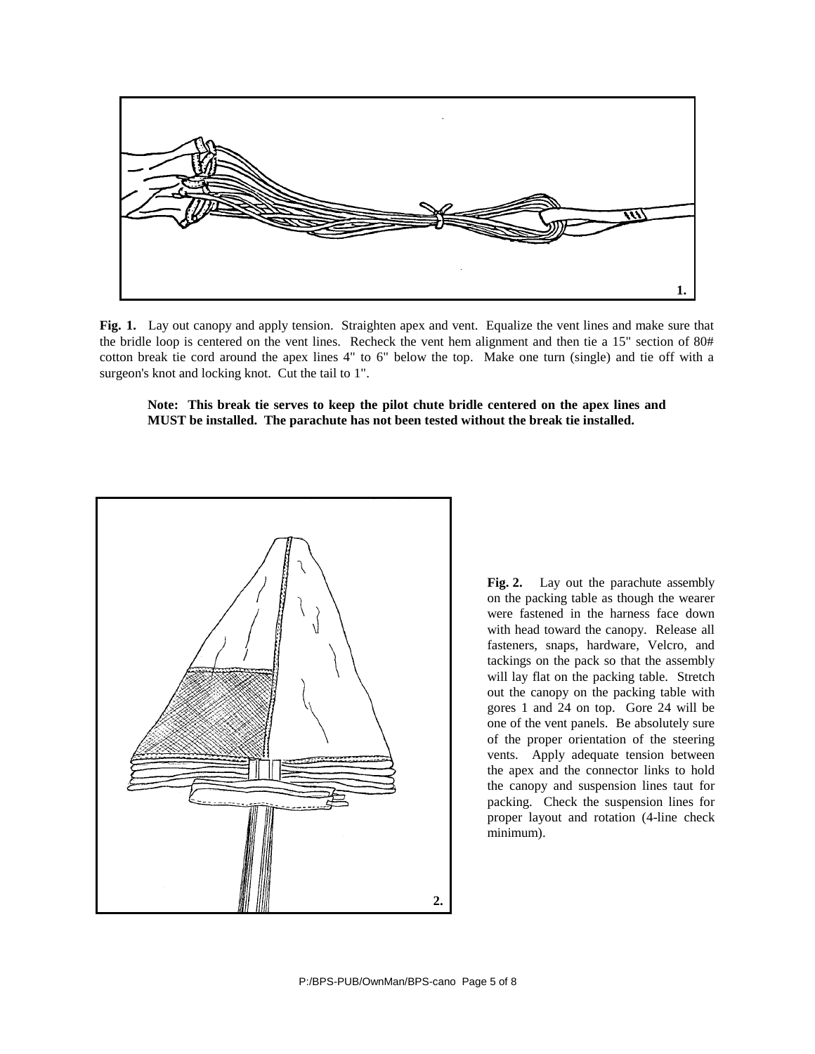**Fig. 1.** Lay out canopy and apply tension. Straighten apex and vent. Equalize the vent lines and make sure that the bridle loop is centered on the vent lines. Recheck the vent hem alignment and then tie a 15" section of 80# cotton break tie cord around the apex lines 4" to 6" below the top. Make one turn (single) and tie off with a surgeon's knot and locking knot. Cut the tail to 1".

> **Note: This break tie serves to keep the pilot chute bridle centered on the apex lines and MUST be installed. The parachute has not been tested without the break tie installed.**

**Fig. 2.** Lay out the parachute assembly on the packing table as though the wearer were fastened in the harness face down with head toward the canopy. Release all fasteners, snaps, hardware, Velcro, and tackings on the pack so that the assembly will lay flat on the packing table. Stretch out the canopy on the packing table with gores 1 and 24 on top. Gore 24 will be one of the vent panels. Be absolutely sure of the proper orientation of the steering vents. Apply adequate tension between the apex and the connector links to hold the canopy and suspension lines taut for packing. Check the suspension lines for proper layout and rotation (4-line check minimum).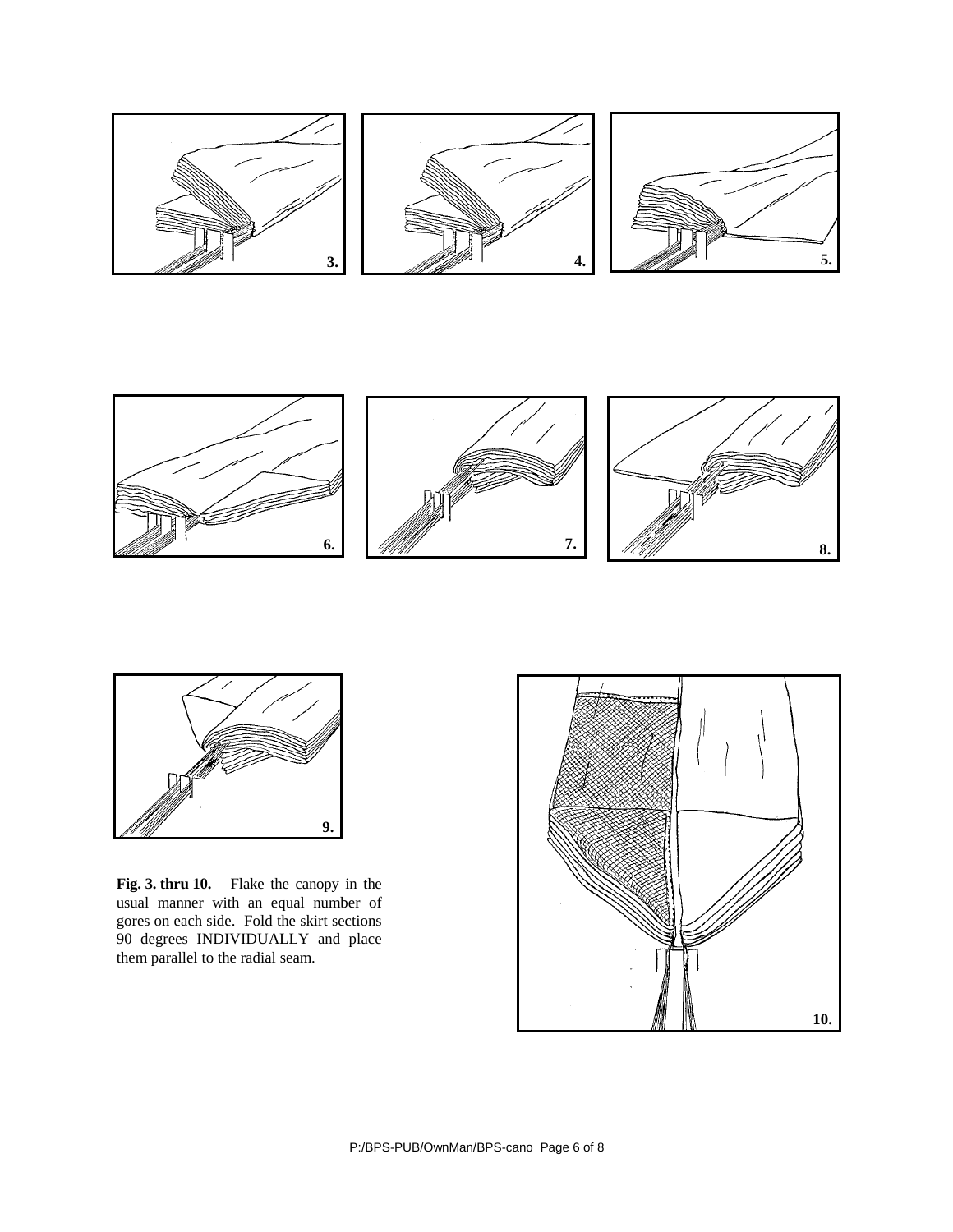**Fig. 3. thru 10.** Flake the canopy in the usual manner with an equal number of gores on each side. Fold the skirt sections 90 degrees INDIVIDUALLY and place them parallel to the radial seam.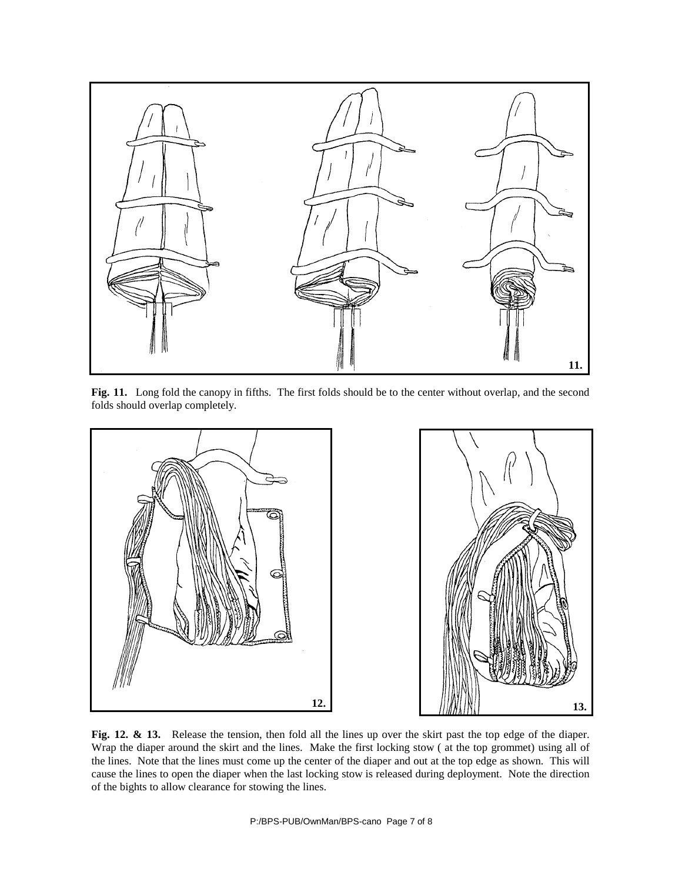**Fig. 11.** Long fold the canopy in fifths. The first folds should be to the center without overlap, and the second folds should overlap completely.

**Fig. 12. & 13.** Release the tension, then fold all the lines up over the skirt past the top edge of the diaper. Wrap the diaper around the skirt and the lines. Make the first locking stow ( at the top grommet) using all of the lines. Note that the lines must come up the center of the diaper and out at the top edge as shown. This will cause the lines to open the diaper when the last locking stow is released during deployment. Note the direction of the bights to allow clearance for stowing the lines.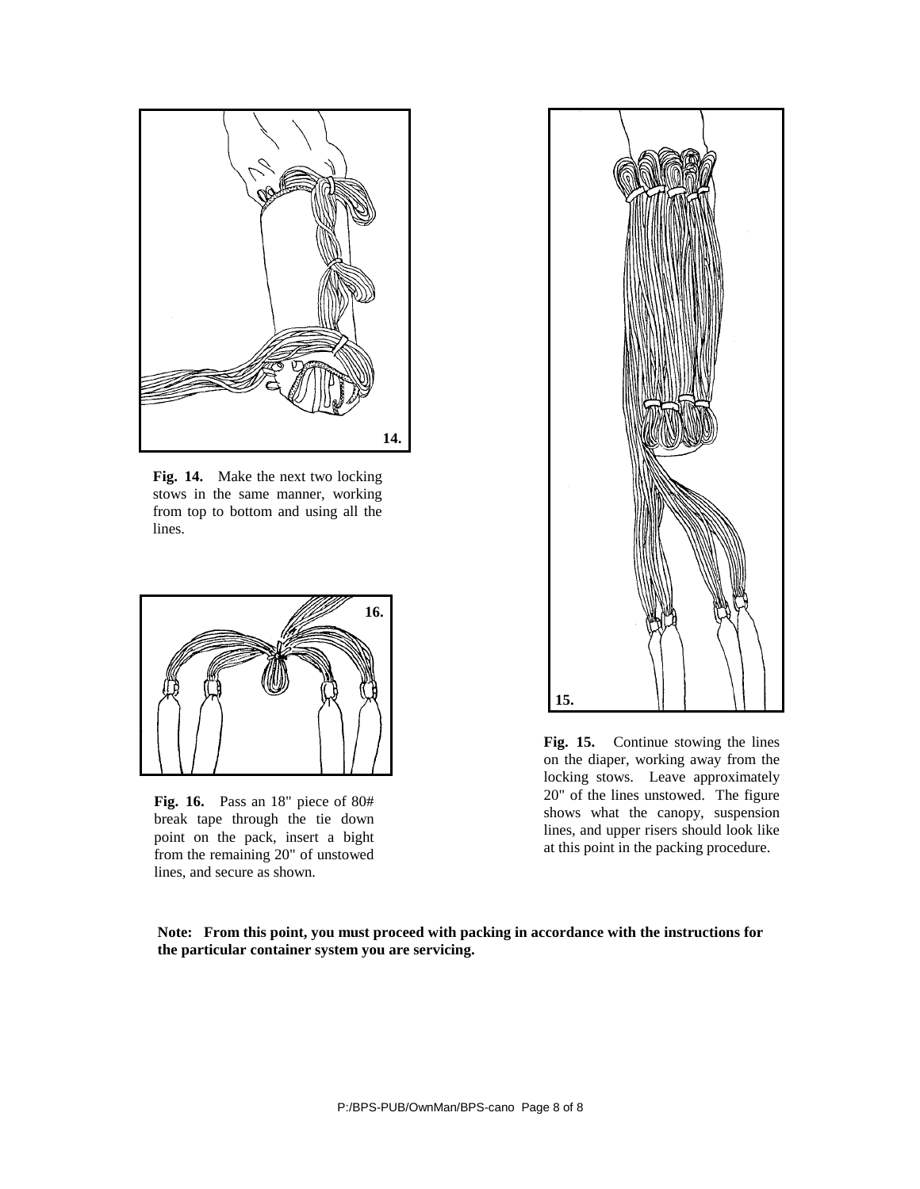**Fig. 14.** Make the next two locking stows in the same manner, working from top to bottom and using all the lines.

**Fig. 15.** Continue stowing the lines on the diaper, working away from the locking stows. Leave approximately 20" of the lines unstowed. The figure shows what the canopy, suspension lines, and upper risers should look like at this point in the packing procedure.

**Fig. 16.** Pass an 18" piece of 80# break tape through the tie down point on the pack, insert a bight from the remaining 20" of unstowed lines, and secure as shown.

**Note: From this point, you must proceed with packing in accordance with the instructions for the particular container system you are servicing.**